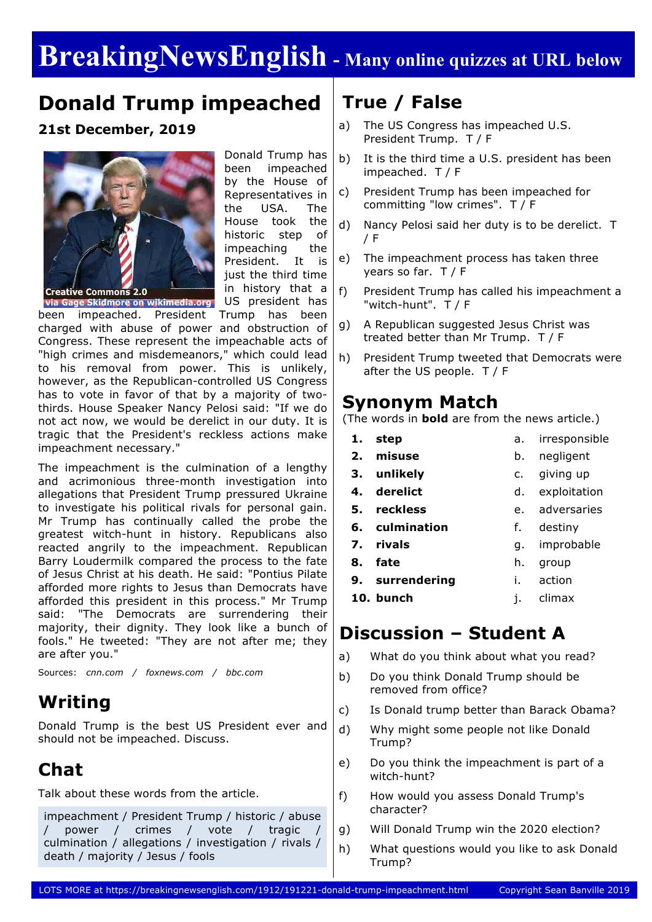# BreakingNewsEnglish - Many online quizzes at URL below

## Donald Trump impeached

**21st December, 2019**

Creative Commons 2.0 via Gage Skidmore on wikimedia.org

Donald Trump has been impeached by the House of Representatives in the USA. The House took the historic step of impeaching the President. It is just the third time in history that a US president has been impeached. President Trump has been charged with abuse of power and obstruction of Congress. These represent the impeachable acts of "high crimes and misdemeanors," which could lead to his removal from power. This is unlikely, however, as the Republican-controlled US Congress has to vote in favor of that by a majority of two-thirds. House Speaker Nancy Pelosi said: "If we do not act now, we would be derelict in our duty. It is tragic that the President's reckless actions make impeachment necessary."

The impeachment is the culmination of a lengthy and acrimonious three-month investigation into allegations that President Trump pressured Ukraine to investigate his political rivals for personal gain. Mr Trump has continually called the probe the greatest witch-hunt in history. Republicans also reacted angrily to the impeachment. Republican Barry Loudermilk compared the process to the fate of Jesus Christ at his death. He said: "Pontius Pilate afforded more rights to Jesus than Democrats have afforded this president in this process." Mr Trump said: "The Democrats are surrendering their majority, their dignity. They look like a bunch of fools." He tweeted: "They are not after me; they are after you."

Sources: *cnn.com / foxnews.com / bbc.com*

## Writing

Donald Trump is the best US President ever and should not be impeached. Discuss.

## Chat

Talk about these words from the article.

impeachment / President Trump / historic / abuse / power / crimes / vote / tragic / culmination / allegations / investigation / rivals / death / majority / Jesus / fools

## True / False

a) The US Congress has impeached U.S. President Trump. T / F

b) It is the third time a U.S. president has been impeached. T / F

c) President Trump has been impeached for committing "low crimes". T / F

d) Nancy Pelosi said her duty is to be derelict. T / F

e) The impeachment process has taken three years so far. T / F

f) President Trump has called his impeachment a "witch-hunt". T / F

g) A Republican suggested Jesus Christ was treated better than Mr Trump. T / F

h) President Trump tweeted that Democrats were after the US people. T / F

## Synonym Match

(The words in **bold** are from the news article.)

| | | | |
|---|---|---|---|
| 1. | **step** | a. | irresponsible |
| 2. | **misuse** | b. | negligent |
| 3. | **unlikely** | c. | giving up |
| 4. | **derelict** | d. | exploitation |
| 5. | **reckless** | e. | adversaries |
| 6. | **culmination** | f. | destiny |
| 7. | **rivals** | g. | improbable |
| 8. | **fate** | h. | group |
| 9. | **surrendering** | i. | action |
| 10. | **bunch** | j. | climax |

## Discussion – Student A

a) What do you think about what you read?

b) Do you think Donald Trump should be removed from office?

c) Is Donald trump better than Barack Obama?

d) Why might some people not like Donald Trump?

e) Do you think the impeachment is part of a witch-hunt?

f) How would you assess Donald Trump's character?

g) Will Donald Trump win the 2020 election?

h) What questions would you like to ask Donald Trump?

LOTS MORE at https://breakingnewsenglish.com/1912/191221-donald-trump-impeachment.html Copyright Sean Banville 2019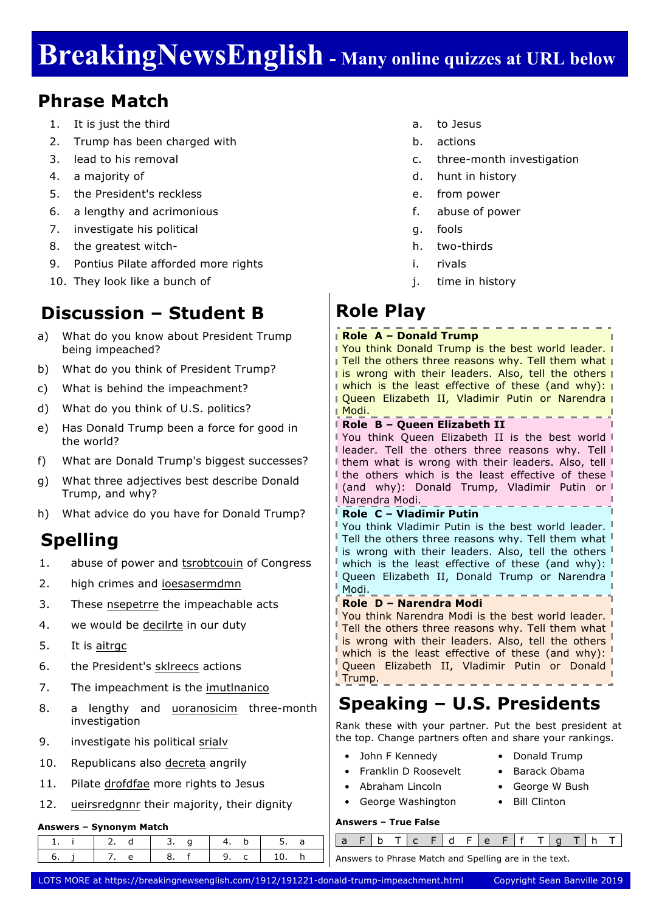# BreakingNewsEnglish - Many online quizzes at URL below

## Phrase Match

1. It is just the third
2. Trump has been charged with
3. lead to his removal
4. a majority of
5. the President's reckless
6. a lengthy and acrimonious
7. investigate his political
8. the greatest witch-
9. Pontius Pilate afforded more rights
10. They look like a bunch of

a. to Jesus
b. actions
c. three-month investigation
d. hunt in history
e. from power
f. abuse of power
g. fools
h. two-thirds
i. rivals
j. time in history

## Discussion – Student B

a) What do you know about President Trump being impeached?
b) What do you think of President Trump?
c) What is behind the impeachment?
d) What do you think of U.S. politics?
e) Has Donald Trump been a force for good in the world?
f) What are Donald Trump's biggest successes?
g) What three adjectives best describe Donald Trump, and why?
h) What advice do you have for Donald Trump?

## Spelling

1. abuse of power and tsrobtcouin of Congress
2. high crimes and ioesasermdmn
3. These nsepetrre the impeachable acts
4. we would be decilrte in our duty
5. It is aitrgc
6. the President's sklreecs actions
7. The impeachment is the imutlnanico
8. a lengthy and uoranosicim three-month investigation
9. investigate his political srialv
10. Republicans also decreta angrily
11. Pilate drofdfae more rights to Jesus
12. ueirsredgnnr their majority, their dignity

**Answers – Synonym Match**

| | | | | |
|---|---|---|---|---|
| 1. i | 2. d | 3. g | 4. b | 5. a |
| 6. j | 7. e | 8. f | 9. c | 10. h |

## Role Play

**Role A – Donald Trump**
You think Donald Trump is the best world leader. Tell the others three reasons why. Tell them what is wrong with their leaders. Also, tell the others which is the least effective of these (and why): Queen Elizabeth II, Vladimir Putin or Narendra Modi.

**Role B – Queen Elizabeth II**
You think Queen Elizabeth II is the best world leader. Tell the others three reasons why. Tell them what is wrong with their leaders. Also, tell the others which is the least effective of these (and why): Donald Trump, Vladimir Putin or Narendra Modi.

**Role C – Vladimir Putin**
You think Vladimir Putin is the best world leader. Tell the others three reasons why. Tell them what is wrong with their leaders. Also, tell the others which is the least effective of these (and why): Queen Elizabeth II, Donald Trump or Narendra Modi.

**Role D – Narendra Modi**
You think Narendra Modi is the best world leader. Tell the others three reasons why. Tell them what is wrong with their leaders. Also, tell the others which is the least effective of these (and why): Queen Elizabeth II, Vladimir Putin or Donald Trump.

## Speaking – U.S. Presidents

Rank these with your partner. Put the best president at the top. Change partners often and share your rankings.

- John F Kennedy
- Franklin D Roosevelt
- Abraham Lincoln
- George Washington
- Donald Trump
- Barack Obama
- George W Bush
- Bill Clinton

**Answers – True False**

| | | | | | | | | | | | | | | | |
|---|---|---|---|---|---|---|---|---|---|---|---|---|---|---|---|
| a | F | b | T | c | F | d | F | e | F | f | T | g | T | h | T |

Answers to Phrase Match and Spelling are in the text.

LOTS MORE at https://breakingnewsenglish.com/1912/191221-donald-trump-impeachment.html Copyright Sean Banville 2019